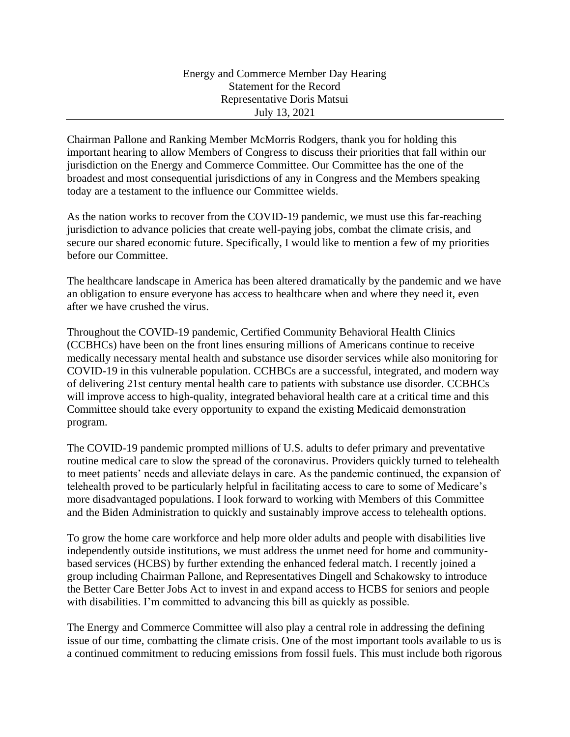Energy and Commerce Member Day Hearing
Statement for the Record
Representative Doris Matsui
July 13, 2021

---

Chairman Pallone and Ranking Member McMorris Rodgers, thank you for holding this important hearing to allow Members of Congress to discuss their priorities that fall within our jurisdiction on the Energy and Commerce Committee. Our Committee has the one of the broadest and most consequential jurisdictions of any in Congress and the Members speaking today are a testament to the influence our Committee wields.

As the nation works to recover from the COVID-19 pandemic, we must use this far-reaching jurisdiction to advance policies that create well-paying jobs, combat the climate crisis, and secure our shared economic future. Specifically, I would like to mention a few of my priorities before our Committee.

The healthcare landscape in America has been altered dramatically by the pandemic and we have an obligation to ensure everyone has access to healthcare when and where they need it, even after we have crushed the virus.

Throughout the COVID-19 pandemic, Certified Community Behavioral Health Clinics (CCBHCs) have been on the front lines ensuring millions of Americans continue to receive medically necessary mental health and substance use disorder services while also monitoring for COVID-19 in this vulnerable population. CCHBCs are a successful, integrated, and modern way of delivering 21st century mental health care to patients with substance use disorder. CCBHCs will improve access to high-quality, integrated behavioral health care at a critical time and this Committee should take every opportunity to expand the existing Medicaid demonstration program.

The COVID-19 pandemic prompted millions of U.S. adults to defer primary and preventative routine medical care to slow the spread of the coronavirus. Providers quickly turned to telehealth to meet patients' needs and alleviate delays in care. As the pandemic continued, the expansion of telehealth proved to be particularly helpful in facilitating access to care to some of Medicare's more disadvantaged populations. I look forward to working with Members of this Committee and the Biden Administration to quickly and sustainably improve access to telehealth options.

To grow the home care workforce and help more older adults and people with disabilities live independently outside institutions, we must address the unmet need for home and community-based services (HCBS) by further extending the enhanced federal match. I recently joined a group including Chairman Pallone, and Representatives Dingell and Schakowsky to introduce the Better Care Better Jobs Act to invest in and expand access to HCBS for seniors and people with disabilities. I'm committed to advancing this bill as quickly as possible.

The Energy and Commerce Committee will also play a central role in addressing the defining issue of our time, combatting the climate crisis. One of the most important tools available to us is a continued commitment to reducing emissions from fossil fuels. This must include both rigorous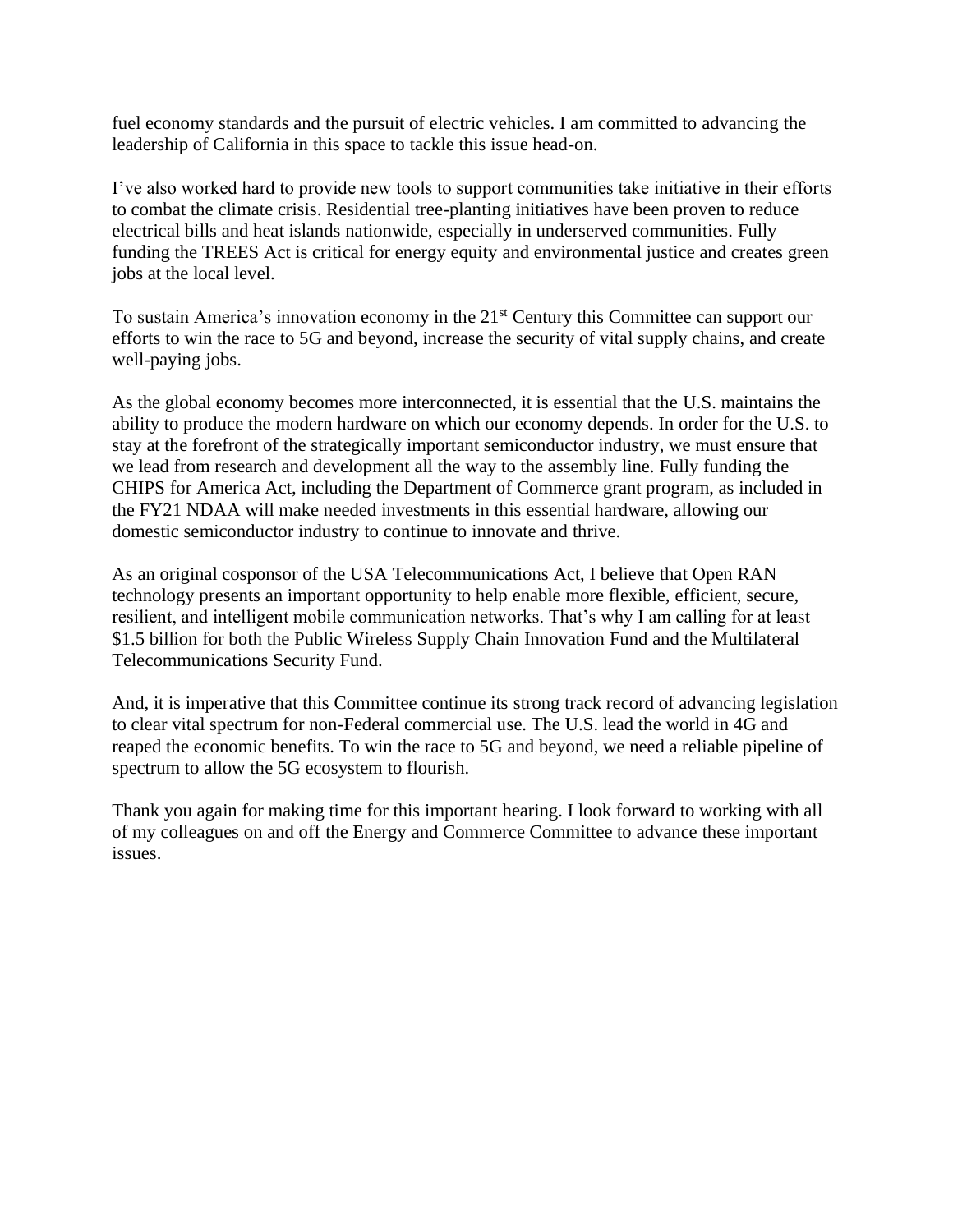fuel economy standards and the pursuit of electric vehicles. I am committed to advancing the leadership of California in this space to tackle this issue head-on.

I've also worked hard to provide new tools to support communities take initiative in their efforts to combat the climate crisis. Residential tree-planting initiatives have been proven to reduce electrical bills and heat islands nationwide, especially in underserved communities. Fully funding the TREES Act is critical for energy equity and environmental justice and creates green jobs at the local level.

To sustain America's innovation economy in the 21st Century this Committee can support our efforts to win the race to 5G and beyond, increase the security of vital supply chains, and create well-paying jobs.

As the global economy becomes more interconnected, it is essential that the U.S. maintains the ability to produce the modern hardware on which our economy depends. In order for the U.S. to stay at the forefront of the strategically important semiconductor industry, we must ensure that we lead from research and development all the way to the assembly line. Fully funding the CHIPS for America Act, including the Department of Commerce grant program, as included in the FY21 NDAA will make needed investments in this essential hardware, allowing our domestic semiconductor industry to continue to innovate and thrive.

As an original cosponsor of the USA Telecommunications Act, I believe that Open RAN technology presents an important opportunity to help enable more flexible, efficient, secure, resilient, and intelligent mobile communication networks. That's why I am calling for at least $1.5 billion for both the Public Wireless Supply Chain Innovation Fund and the Multilateral Telecommunications Security Fund.

And, it is imperative that this Committee continue its strong track record of advancing legislation to clear vital spectrum for non-Federal commercial use. The U.S. lead the world in 4G and reaped the economic benefits. To win the race to 5G and beyond, we need a reliable pipeline of spectrum to allow the 5G ecosystem to flourish.

Thank you again for making time for this important hearing. I look forward to working with all of my colleagues on and off the Energy and Commerce Committee to advance these important issues.